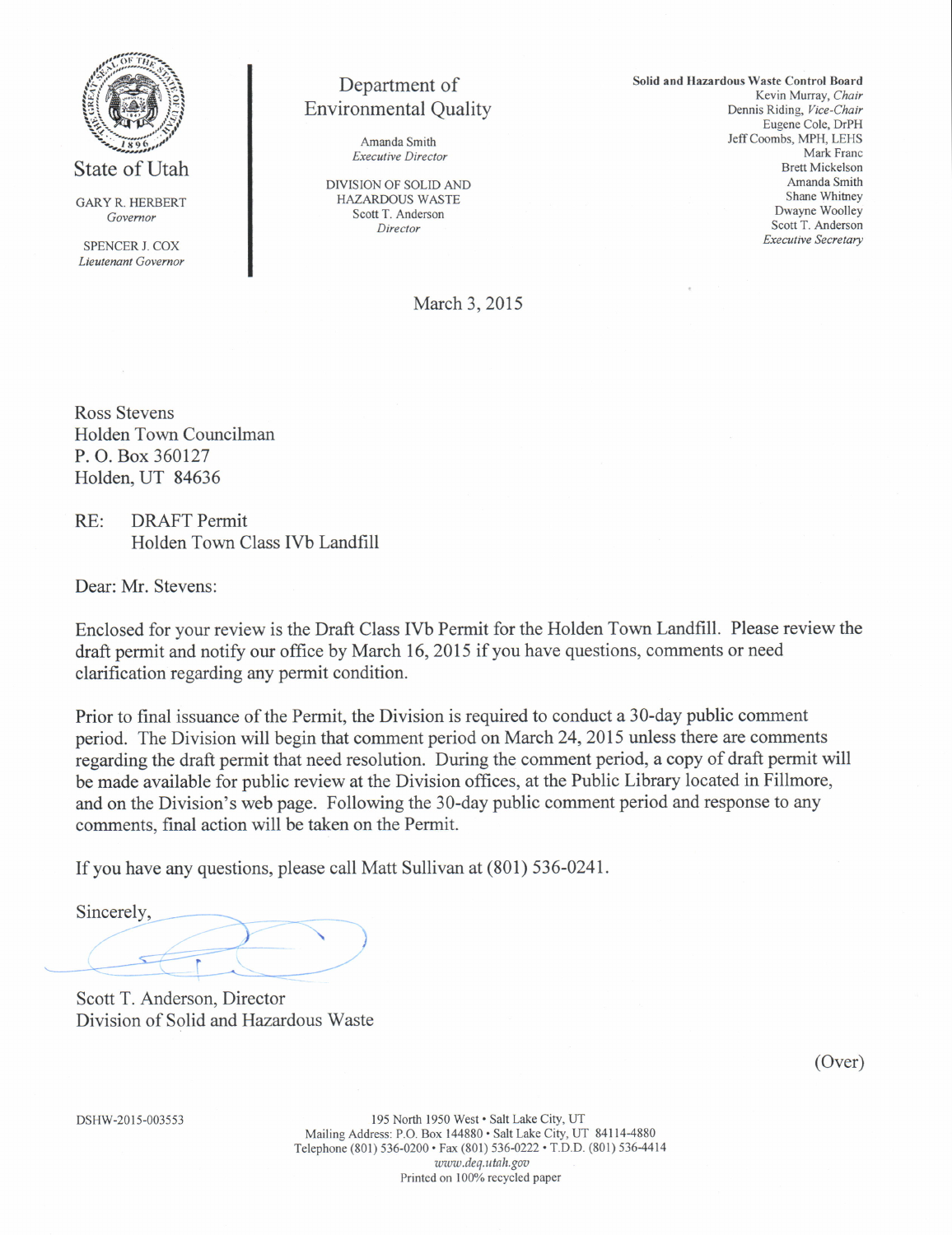State of Utah

GARY R. HERBERT
*Governor*

SPENCER J. COX
*Lieutenant Governor*

Department of Environmental Quality

Amanda Smith
*Executive Director*

DIVISION OF SOLID AND HAZARDOUS WASTE
Scott T. Anderson
*Director*

**Solid and Hazardous Waste Control Board**
Kevin Murray, *Chair*
Dennis Riding, *Vice-Chair*
Eugene Cole, DrPH
Jeff Coombs, MPH, LEHS
Mark Franc
Brett Mickelson
Amanda Smith
Shane Whitney
Dwayne Woolley
Scott T. Anderson
*Executive Secretary*

March 3, 2015

Ross Stevens
Holden Town Councilman
P. O. Box 360127
Holden, UT 84636

RE: DRAFT Permit
Holden Town Class IVb Landfill

Dear: Mr. Stevens:

Enclosed for your review is the Draft Class IVb Permit for the Holden Town Landfill. Please review the draft permit and notify our office by March 16, 2015 if you have questions, comments or need clarification regarding any permit condition.

Prior to final issuance of the Permit, the Division is required to conduct a 30-day public comment period. The Division will begin that comment period on March 24, 2015 unless there are comments regarding the draft permit that need resolution. During the comment period, a copy of draft permit will be made available for public review at the Division offices, at the Public Library located in Fillmore, and on the Division's web page. Following the 30-day public comment period and response to any comments, final action will be taken on the Permit.

If you have any questions, please call Matt Sullivan at (801) 536-0241.

Sincerely,

Scott T. Anderson, Director
Division of Solid and Hazardous Waste

(Over)

DSHW-2015-003553

195 North 1950 West • Salt Lake City, UT
Mailing Address: P.O. Box 144880 • Salt Lake City, UT 84114-4880
Telephone (801) 536-0200 • Fax (801) 536-0222 • T.D.D. (801) 536-4414
*www.deq.utah.gov*
Printed on 100% recycled paper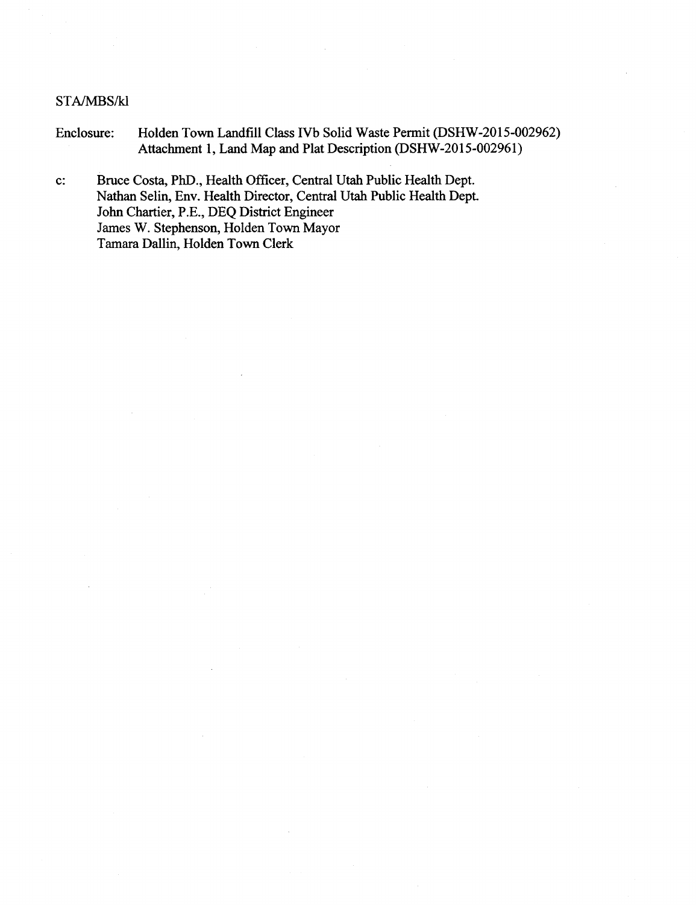STA/MBS/kl

Enclosure: Holden Town Landfill Class IVb Solid Waste Permit (DSHW-2015-002962)
Attachment 1, Land Map and Plat Description (DSHW-2015-002961)

c: Bruce Costa, PhD., Health Officer, Central Utah Public Health Dept.
Nathan Selin, Env. Health Director, Central Utah Public Health Dept.
John Chartier, P.E., DEQ District Engineer
James W. Stephenson, Holden Town Mayor
Tamara Dallin, Holden Town Clerk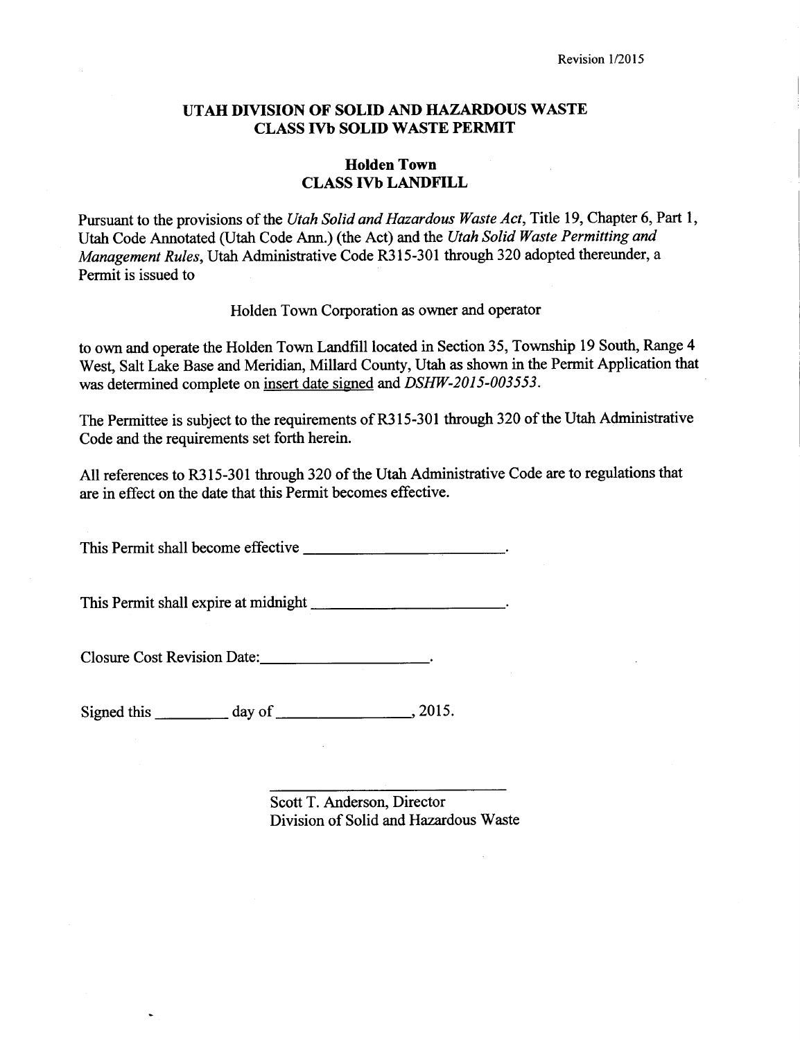Revision 1/2015

# UTAH DIVISION OF SOLID AND HAZARDOUS WASTE
# CLASS IVb SOLID WASTE PERMIT

## Holden Town
## CLASS IVb LANDFILL

Pursuant to the provisions of the *Utah Solid and Hazardous Waste Act*, Title 19, Chapter 6, Part 1, Utah Code Annotated (Utah Code Ann.) (the Act) and the *Utah Solid Waste Permitting and Management Rules*, Utah Administrative Code R315-301 through 320 adopted thereunder, a Permit is issued to

Holden Town Corporation as owner and operator

to own and operate the Holden Town Landfill located in Section 35, Township 19 South, Range 4 West, Salt Lake Base and Meridian, Millard County, Utah as shown in the Permit Application that was determined complete on insert date signed and *DSHW-2015-003553*.

The Permittee is subject to the requirements of R315-301 through 320 of the Utah Administrative Code and the requirements set forth herein.

All references to R315-301 through 320 of the Utah Administrative Code are to regulations that are in effect on the date that this Permit becomes effective.

This Permit shall become effective \_\_\_\_\_\_\_\_\_\_\_\_\_\_\_\_\_\_\_\_\_\_\_\_.

This Permit shall expire at midnight \_\_\_\_\_\_\_\_\_\_\_\_\_\_\_\_\_\_\_\_\_\_\_\_.

Closure Cost Revision Date:\_\_\_\_\_\_\_\_\_\_\_\_\_\_\_\_\_\_\_\_.

Signed this \_\_\_\_\_\_\_\_\_ day of \_\_\_\_\_\_\_\_\_\_\_\_\_\_\_\_, 2015.

\_\_\_\_\_\_\_\_\_\_\_\_\_\_\_\_\_\_\_\_\_\_\_\_\_\_\_\_\_\_
Scott T. Anderson, Director
Division of Solid and Hazardous Waste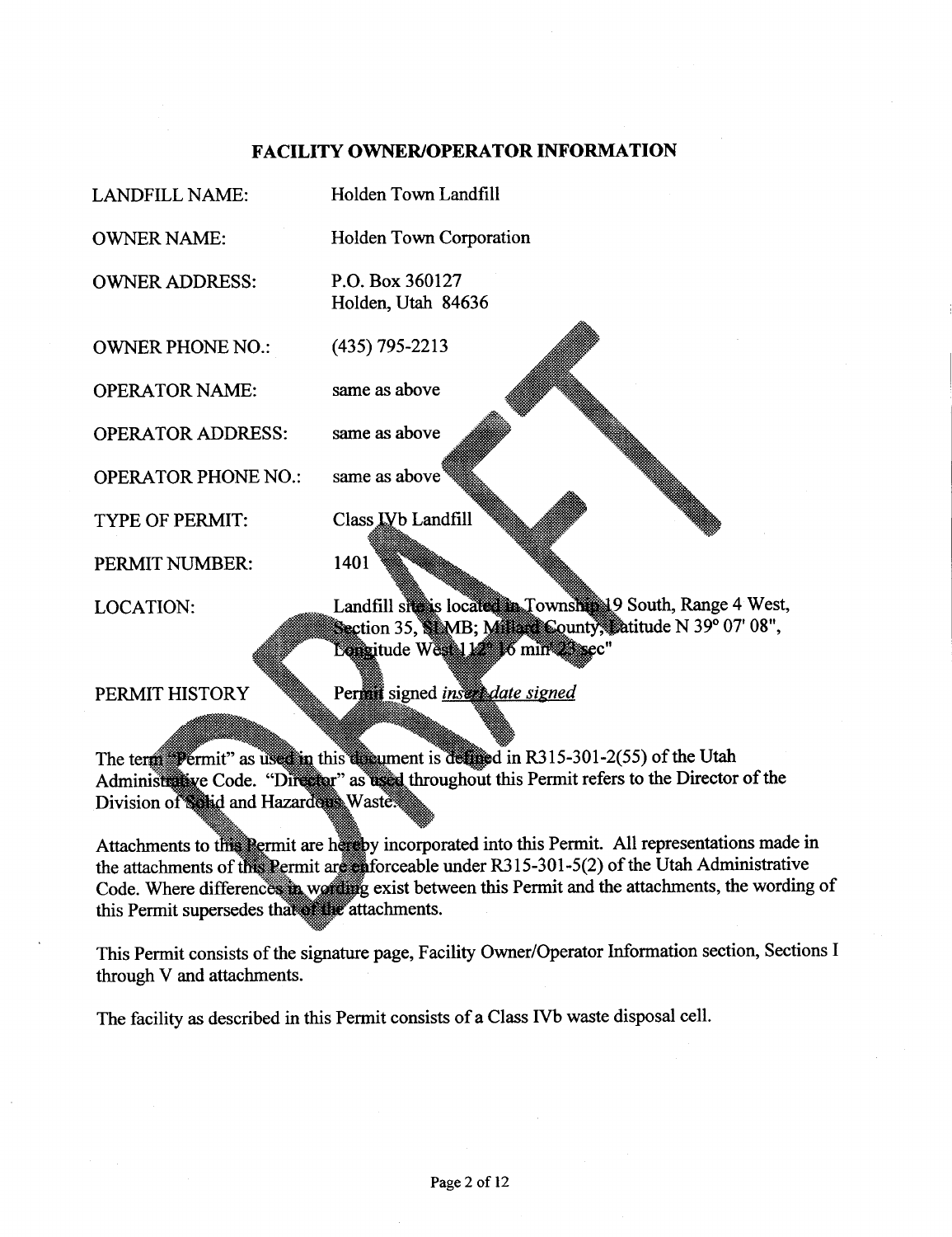## FACILITY OWNER/OPERATOR INFORMATION

| | |
|---|---|
| LANDFILL NAME: | Holden Town Landfill |
| OWNER NAME: | Holden Town Corporation |
| OWNER ADDRESS: | P.O. Box 360127<br>Holden, Utah 84636 |
| OWNER PHONE NO.: | (435) 795-2213 |
| OPERATOR NAME: | same as above |
| OPERATOR ADDRESS: | same as above |
| OPERATOR PHONE NO.: | same as above |
| TYPE OF PERMIT: | Class IVb Landfill |
| PERMIT NUMBER: | 1401 |
| LOCATION: | Landfill site is located in Township 19 South, Range 4 West, Section 35, SLMB; Millard County, Latitude N 39° 07' 08", Longitude West 112° 16 min' 25 sec" |
| PERMIT HISTORY | Permit signed *insert date signed* |

The term "Permit" as used in this document is defined in R315-301-2(55) of the Utah Administrative Code. "Director" as used throughout this Permit refers to the Director of the Division of Solid and Hazardous Waste.

Attachments to this Permit are hereby incorporated into this Permit. All representations made in the attachments of this Permit are enforceable under R315-301-5(2) of the Utah Administrative Code. Where differences in wording exist between this Permit and the attachments, the wording of this Permit supersedes that of the attachments.

This Permit consists of the signature page, Facility Owner/Operator Information section, Sections I through V and attachments.

The facility as described in this Permit consists of a Class IVb waste disposal cell.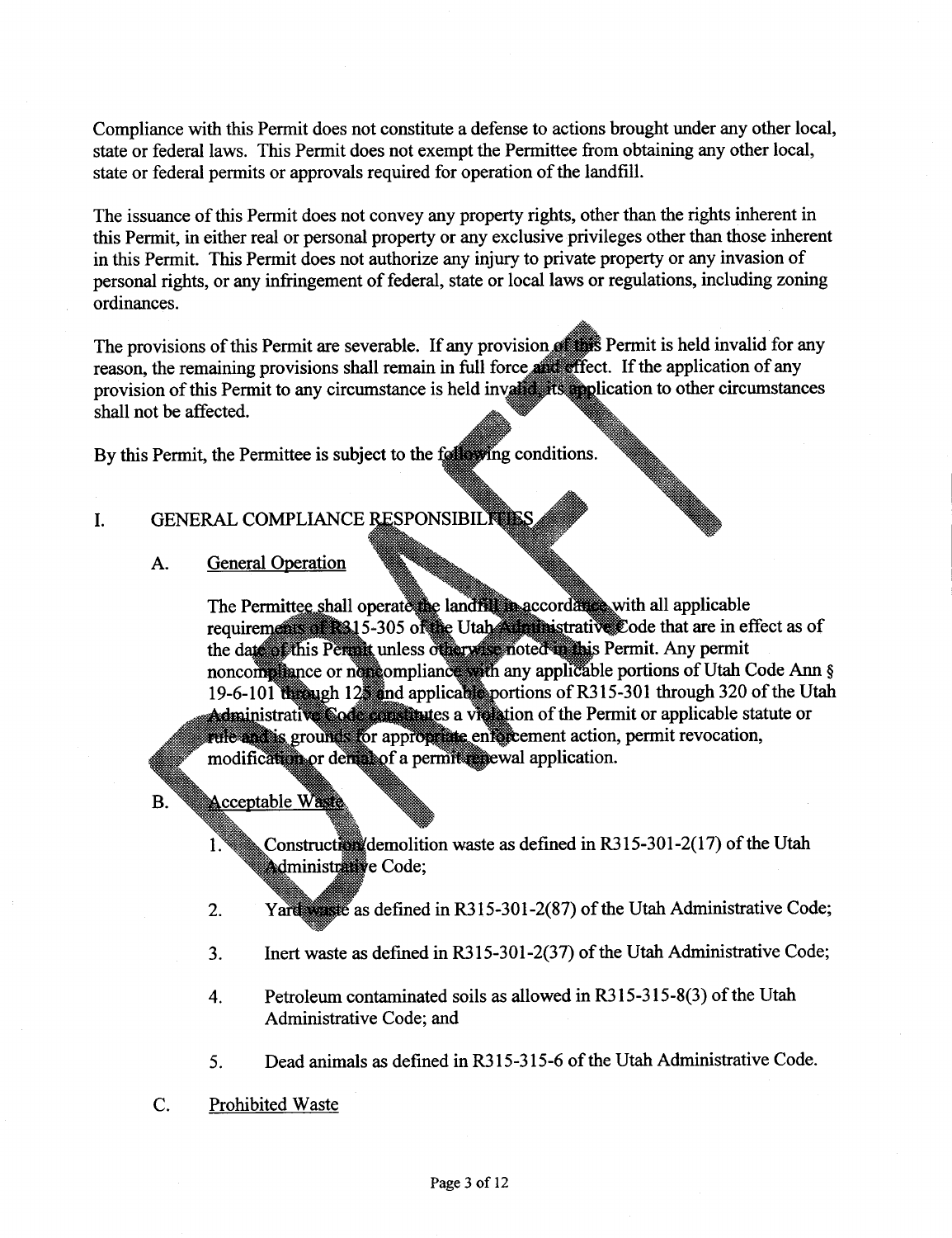Compliance with this Permit does not constitute a defense to actions brought under any other local, state or federal laws. This Permit does not exempt the Permittee from obtaining any other local, state or federal permits or approvals required for operation of the landfill.

The issuance of this Permit does not convey any property rights, other than the rights inherent in this Permit, in either real or personal property or any exclusive privileges other than those inherent in this Permit. This Permit does not authorize any injury to private property or any invasion of personal rights, or any infringement of federal, state or local laws or regulations, including zoning ordinances.

The provisions of this Permit are severable. If any provision of this Permit is held invalid for any reason, the remaining provisions shall remain in full force and effect. If the application of any provision of this Permit to any circumstance is held invalid, its application to other circumstances shall not be affected.

By this Permit, the Permittee is subject to the following conditions.

## I. GENERAL COMPLIANCE RESPONSIBILITIES

### A. General Operation

The Permittee shall operate the landfill in accordance with all applicable requirements of R315-305 of the Utah Administrative Code that are in effect as of the date of this Permit unless otherwise noted in this Permit. Any permit noncompliance or noncompliance with any applicable portions of Utah Code Ann § 19-6-101 through 125 and applicable portions of R315-301 through 320 of the Utah Administrative Code constitutes a violation of the Permit or applicable statute or rule and is grounds for appropriate enforcement action, permit revocation, modification or denial of a permit renewal application.

### B. Acceptable Waste

1. Construction/demolition waste as defined in R315-301-2(17) of the Utah Administrative Code;
2. Yard waste as defined in R315-301-2(87) of the Utah Administrative Code;
3. Inert waste as defined in R315-301-2(37) of the Utah Administrative Code;
4. Petroleum contaminated soils as allowed in R315-315-8(3) of the Utah Administrative Code; and
5. Dead animals as defined in R315-315-6 of the Utah Administrative Code.

### C. Prohibited Waste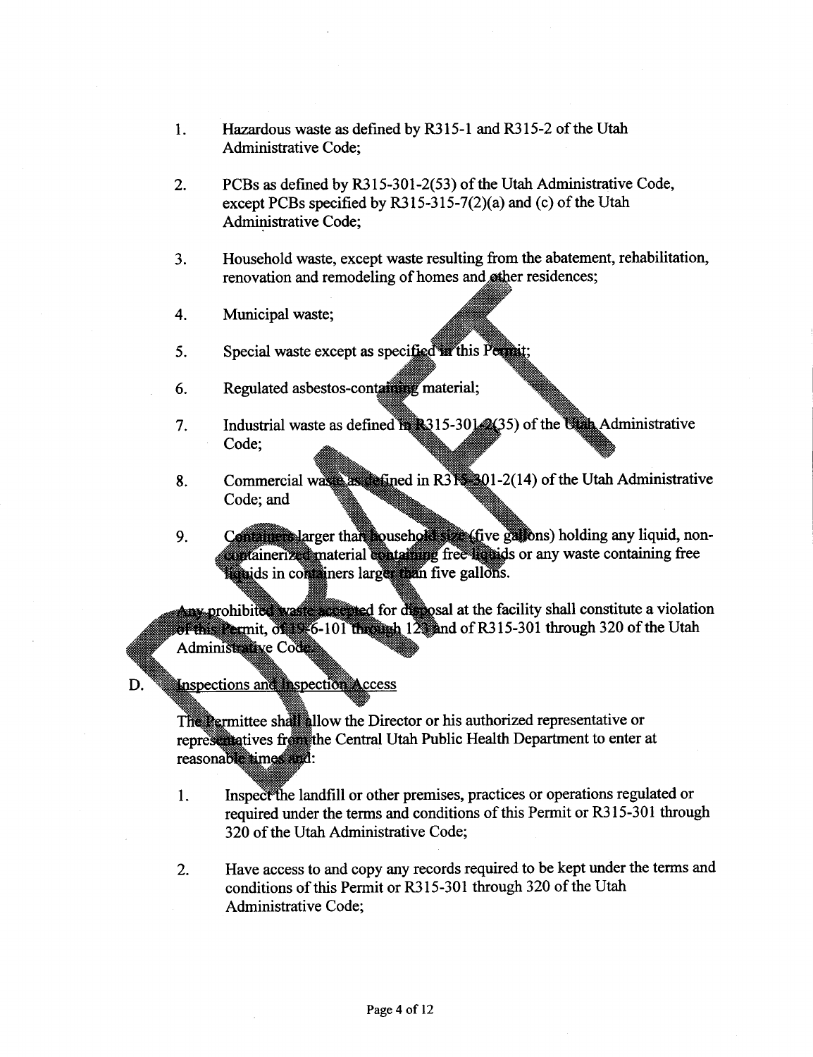1. Hazardous waste as defined by R315-1 and R315-2 of the Utah Administrative Code;

2. PCBs as defined by R315-301-2(53) of the Utah Administrative Code, except PCBs specified by R315-315-7(2)(a) and (c) of the Utah Administrative Code;

3. Household waste, except waste resulting from the abatement, rehabilitation, renovation and remodeling of homes and other residences;

4. Municipal waste;

5. Special waste except as specified in this Permit;

6. Regulated asbestos-containing material;

7. Industrial waste as defined in R315-301-2(35) of the Utah Administrative Code;

8. Commercial waste as defined in R315-301-2(14) of the Utah Administrative Code; and

9. Containers larger than household size (five gallons) holding any liquid, non-containerized material containing free liquids or any waste containing free liquids in containers larger than five gallons.

Any prohibited waste accepted for disposal at the facility shall constitute a violation of this Permit, of 19-6-101 through 123 and of R315-301 through 320 of the Utah Administrative Code.

D. Inspections and Inspection Access

The Permittee shall allow the Director or his authorized representative or representatives from the Central Utah Public Health Department to enter at reasonable times and:

1. Inspect the landfill or other premises, practices or operations regulated or required under the terms and conditions of this Permit or R315-301 through 320 of the Utah Administrative Code;

2. Have access to and copy any records required to be kept under the terms and conditions of this Permit or R315-301 through 320 of the Utah Administrative Code;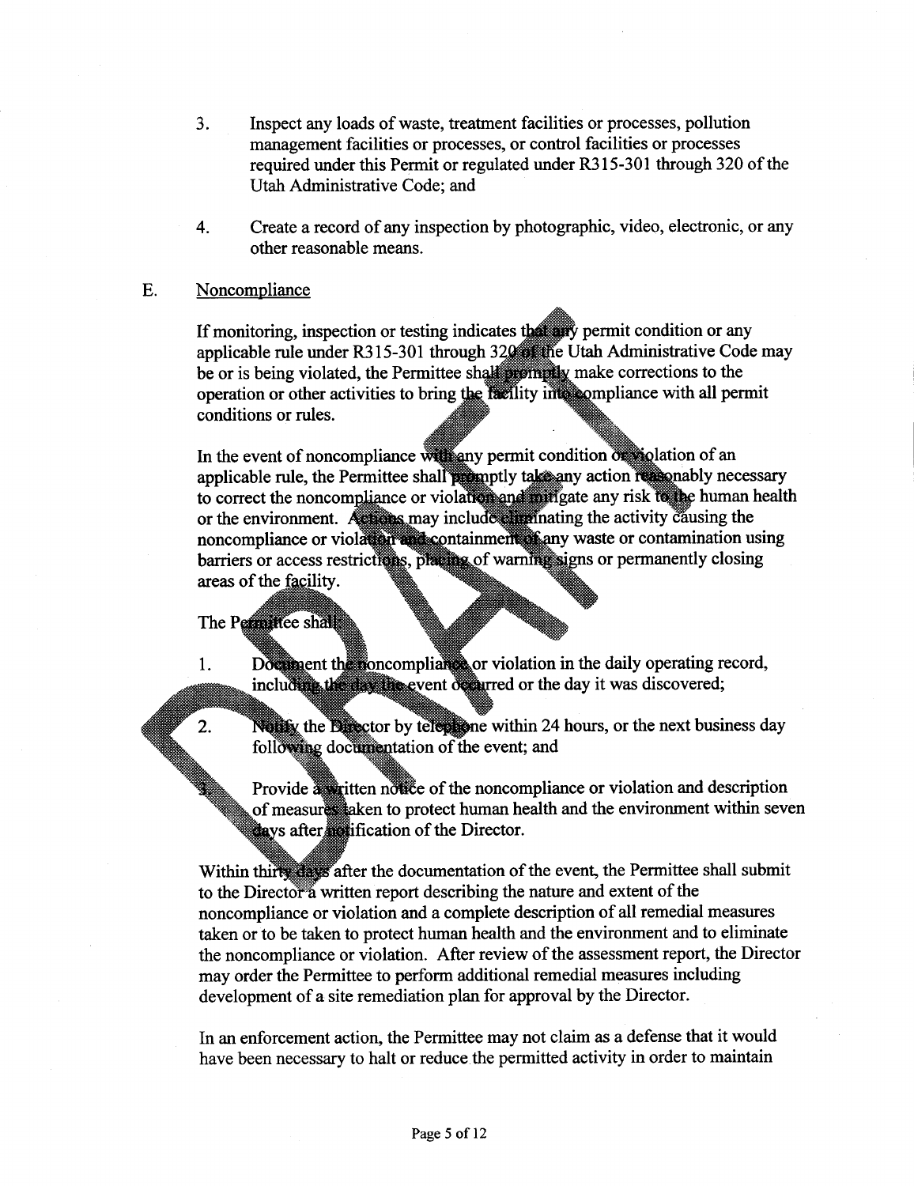3. Inspect any loads of waste, treatment facilities or processes, pollution management facilities or processes, or control facilities or processes required under this Permit or regulated under R315-301 through 320 of the Utah Administrative Code; and

4. Create a record of any inspection by photographic, video, electronic, or any other reasonable means.

E. Noncompliance

If monitoring, inspection or testing indicates that any permit condition or any applicable rule under R315-301 through 320 of the Utah Administrative Code may be or is being violated, the Permittee shall promptly make corrections to the operation or other activities to bring the facility into compliance with all permit conditions or rules.

In the event of noncompliance with any permit condition or violation of an applicable rule, the Permittee shall promptly take any action reasonably necessary to correct the noncompliance or violation and mitigate any risk to the human health or the environment. Actions may include eliminating the activity causing the noncompliance or violation and containment of any waste or contamination using barriers or access restrictions, placing of warning signs or permanently closing areas of the facility.

The Permittee shall:

1. Document the noncompliance or violation in the daily operating record, including the day the event occurred or the day it was discovered;

2. Notify the Director by telephone within 24 hours, or the next business day following documentation of the event; and

3. Provide a written notice of the noncompliance or violation and description of measures taken to protect human health and the environment within seven days after notification of the Director.

Within thirty days after the documentation of the event, the Permittee shall submit to the Director a written report describing the nature and extent of the noncompliance or violation and a complete description of all remedial measures taken or to be taken to protect human health and the environment and to eliminate the noncompliance or violation. After review of the assessment report, the Director may order the Permittee to perform additional remedial measures including development of a site remediation plan for approval by the Director.

In an enforcement action, the Permittee may not claim as a defense that it would have been necessary to halt or reduce the permitted activity in order to maintain